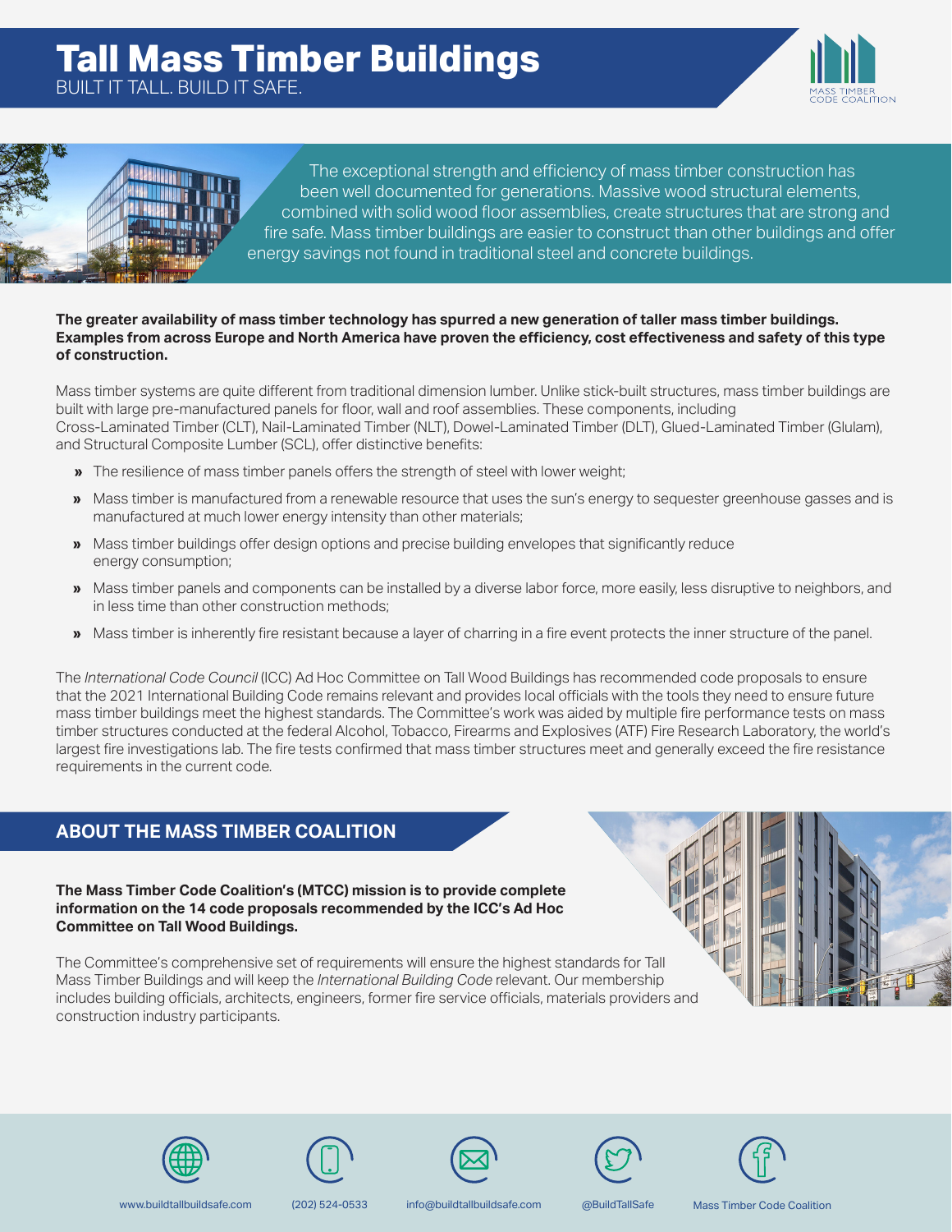# Tall Mass Timber Buildings

BUILT IT TALL. BUILD IT SAFE.

MASS TIMBER CODE COALITION

The exceptional strength and efficiency of mass timber construction has been well documented for generations. Massive wood structural elements, combined with solid wood floor assemblies, create structures that are strong and fire safe. Mass timber buildings are easier to construct than other buildings and offer energy savings not found in traditional steel and concrete buildings.

**The greater availability of mass timber technology has spurred a new generation of taller mass timber buildings. Examples from across Europe and North America have proven the efficiency, cost effectiveness and safety of this type of construction.**

Mass timber systems are quite different from traditional dimension lumber. Unlike stick-built structures, mass timber buildings are built with large pre-manufactured panels for floor, wall and roof assemblies. These components, including Cross-Laminated Timber (CLT), Nail-Laminated Timber (NLT), Dowel-Laminated Timber (DLT), Glued-Laminated Timber (Glulam), and Structural Composite Lumber (SCL), offer distinctive benefits:

- The resilience of mass timber panels offers the strength of steel with lower weight;
- Mass timber is manufactured from a renewable resource that uses the sun's energy to sequester greenhouse gasses and is manufactured at much lower energy intensity than other materials;
- Mass timber buildings offer design options and precise building envelopes that significantly reduce energy consumption;
- Mass timber panels and components can be installed by a diverse labor force, more easily, less disruptive to neighbors, and in less time than other construction methods;
- Mass timber is inherently fire resistant because a layer of charring in a fire event protects the inner structure of the panel.

The *International Code Council* (ICC) Ad Hoc Committee on Tall Wood Buildings has recommended code proposals to ensure that the 2021 International Building Code remains relevant and provides local officials with the tools they need to ensure future mass timber buildings meet the highest standards. The Committee's work was aided by multiple fire performance tests on mass timber structures conducted at the federal Alcohol, Tobacco, Firearms and Explosives (ATF) Fire Research Laboratory, the world's largest fire investigations lab. The fire tests confirmed that mass timber structures meet and generally exceed the fire resistance requirements in the current code.

## ABOUT THE MASS TIMBER COALITION

**The Mass Timber Code Coalition's (MTCC) mission is to provide complete information on the 14 code proposals recommended by the ICC's Ad Hoc Committee on Tall Wood Buildings.**

The Committee's comprehensive set of requirements will ensure the highest standards for Tall Mass Timber Buildings and will keep the *International Building Code* relevant. Our membership includes building officials, architects, engineers, former fire service officials, materials providers and construction industry participants.

www.buildtallbuildsafe.com | (202) 524-0533 | info@buildtallbuildsafe.com | @BuildTallSafe | Mass Timber Code Coalition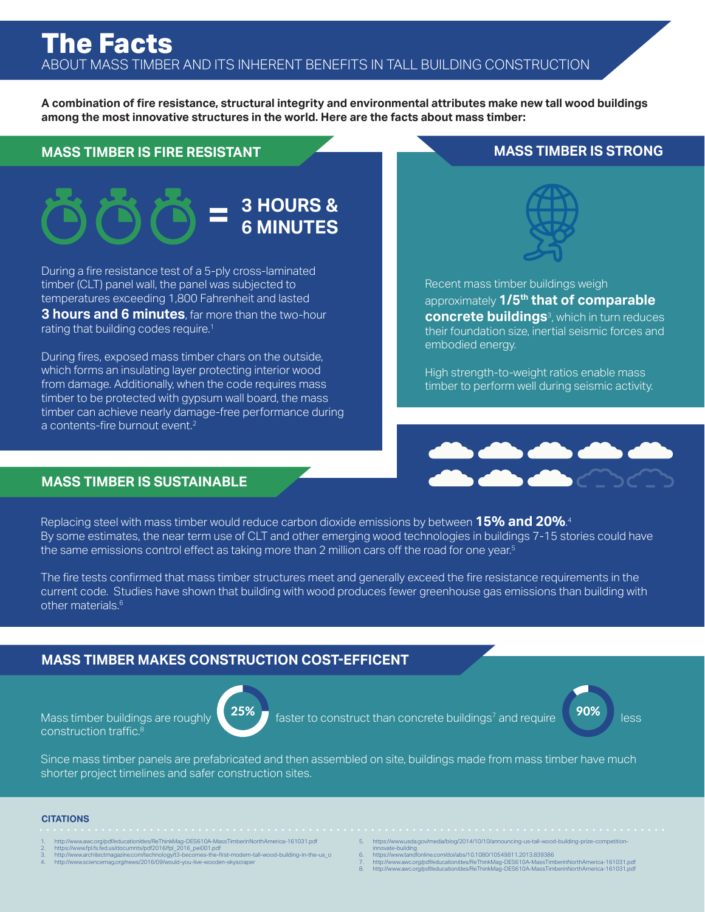# The Facts

ABOUT MASS TIMBER AND ITS INHERENT BENEFITS IN TALL BUILDING CONSTRUCTION

**A combination of fire resistance, structural integrity and environmental attributes make new tall wood buildings among the most innovative structures in the world. Here are the facts about mass timber:**

## MASS TIMBER IS FIRE RESISTANT

**= 3 HOURS & 6 MINUTES**

During a fire resistance test of a 5-ply cross-laminated timber (CLT) panel wall, the panel was subjected to temperatures exceeding 1,800 Fahrenheit and lasted **3 hours and 6 minutes**, far more than the two-hour rating that building codes require.[1]

During fires, exposed mass timber chars on the outside, which forms an insulating layer protecting interior wood from damage. Additionally, when the code requires mass timber to be protected with gypsum wall board, the mass timber can achieve nearly damage-free performance during a contents-fire burnout event.[2]

## MASS TIMBER IS STRONG

Recent mass timber buildings weigh approximately **1/5th that of comparable concrete buildings**[3], which in turn reduces their foundation size, inertial seismic forces and embodied energy.

High strength-to-weight ratios enable mass timber to perform well during seismic activity.

## MASS TIMBER IS SUSTAINABLE

Replacing steel with mass timber would reduce carbon dioxide emissions by between **15% and 20%**.[4] By some estimates, the near term use of CLT and other emerging wood technologies in buildings 7-15 stories could have the same emissions control effect as taking more than 2 million cars off the road for one year.[5]

The fire tests confirmed that mass timber structures meet and generally exceed the fire resistance requirements in the current code. Studies have shown that building with wood produces fewer greenhouse gas emissions than building with other materials.[6]

## MASS TIMBER MAKES CONSTRUCTION COST-EFFICENT

Mass timber buildings are roughly **25%** faster to construct than concrete buildings[7] and require **90%** less construction traffic.[8]

Since mass timber panels are prefabricated and then assembled on site, buildings made from mass timber have much shorter project timelines and safer construction sites.

### CITATIONS

1. http://www.awc.org/pdf/education/des/ReThinkMag-DES610A-MassTimberinNorthAmerica-161031.pdf
2. https://www.fpl.fs.fed.us/documnts/pdf2016/fpl_2016_pei001.pdf
3. http://www.architectmagazine.com/technology/t3-becomes-the-first-modern-tall-wood-building-in-the-us_o
4. http://www.sciencemag.org/news/2016/09/would-you-live-wooden-skyscraper
5. https://www.usda.gov/media/blog/2014/10/10/announcing-us-tall-wood-building-prize-competition-innovate-building
6. https://www.tandfonline.com/doi/abs/10.1080/10549811.2013.839386
7. http://www.awc.org/pdf/education/des/ReThinkMag-DES610A-MassTimberinNorthAmerica-161031.pdf
8. http://www.awc.org/pdf/education/des/ReThinkMag-DES610A-MassTimberinNorthAmerica-161031.pdf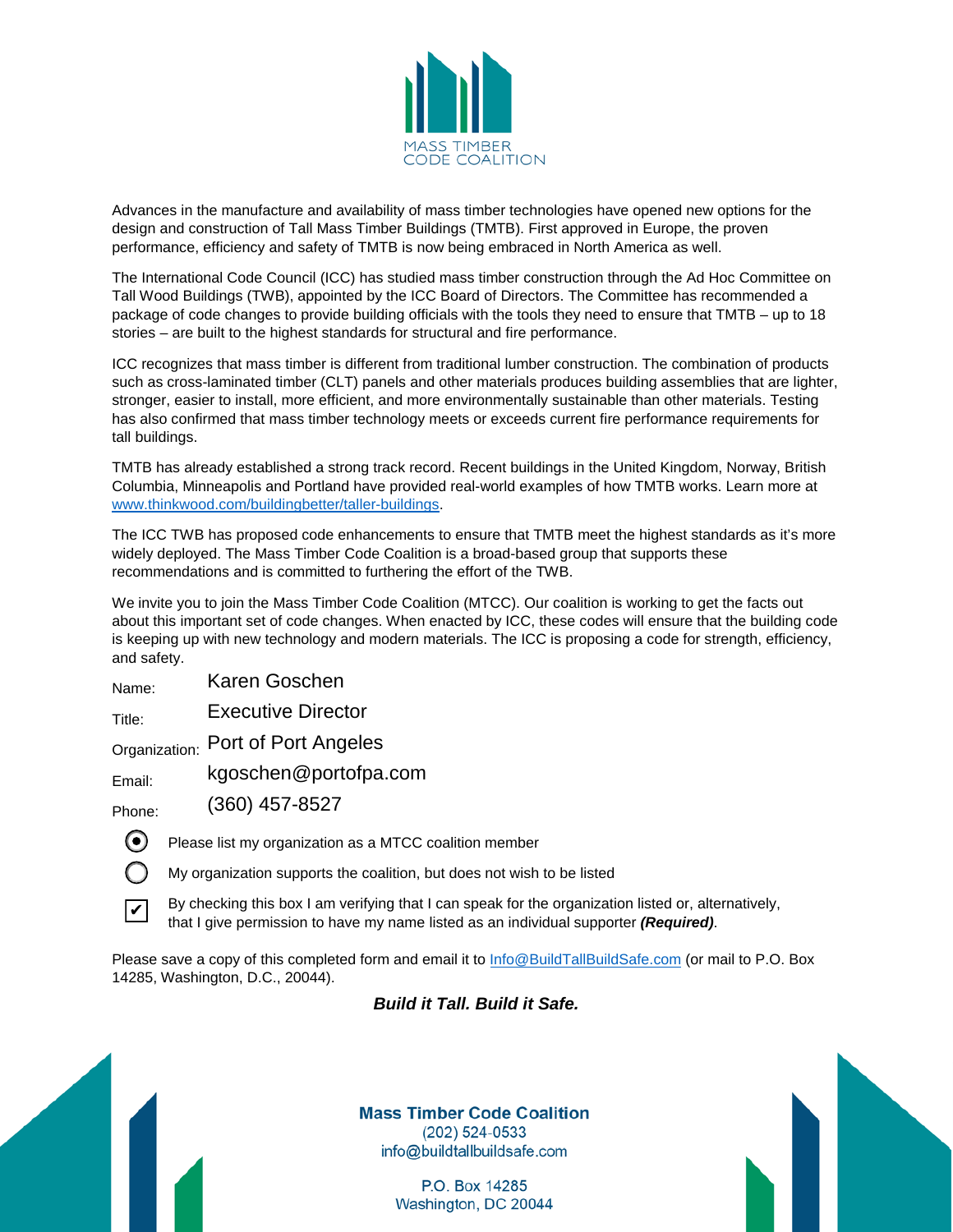MASS TIMBER CODE COALITION

Advances in the manufacture and availability of mass timber technologies have opened new options for the design and construction of Tall Mass Timber Buildings (TMTB). First approved in Europe, the proven performance, efficiency and safety of TMTB is now being embraced in North America as well.

The International Code Council (ICC) has studied mass timber construction through the Ad Hoc Committee on Tall Wood Buildings (TWB), appointed by the ICC Board of Directors. The Committee has recommended a package of code changes to provide building officials with the tools they need to ensure that TMTB – up to 18 stories – are built to the highest standards for structural and fire performance.

ICC recognizes that mass timber is different from traditional lumber construction. The combination of products such as cross-laminated timber (CLT) panels and other materials produces building assemblies that are lighter, stronger, easier to install, more efficient, and more environmentally sustainable than other materials. Testing has also confirmed that mass timber technology meets or exceeds current fire performance requirements for tall buildings.

TMTB has already established a strong track record. Recent buildings in the United Kingdom, Norway, British Columbia, Minneapolis and Portland have provided real-world examples of how TMTB works. Learn more at www.thinkwood.com/buildingbetter/taller-buildings.

The ICC TWB has proposed code enhancements to ensure that TMTB meet the highest standards as it's more widely deployed. The Mass Timber Code Coalition is a broad-based group that supports these recommendations and is committed to furthering the effort of the TWB.

We invite you to join the Mass Timber Code Coalition (MTCC). Our coalition is working to get the facts out about this important set of code changes. When enacted by ICC, these codes will ensure that the building code is keeping up with new technology and modern materials. The ICC is proposing a code for strength, efficiency, and safety.

Name: Karen Goschen

Title: Executive Director

Organization: Port of Port Angeles

Email: kgoschen@portofpa.com

Phone: (360) 457-8527

- (●) Please list my organization as a MTCC coalition member
- ( ) My organization supports the coalition, but does not wish to be listed
- [✔] By checking this box I am verifying that I can speak for the organization listed or, alternatively, that I give permission to have my name listed as an individual supporter ***(Required)***.

Please save a copy of this completed form and email it to Info@BuildTallBuildSafe.com (or mail to P.O. Box 14285, Washington, D.C., 20044).

***Build it Tall. Build it Safe.***

**Mass Timber Code Coalition**
(202) 524-0533
info@buildtallbuildsafe.com

P.O. Box 14285
Washington, DC 20044